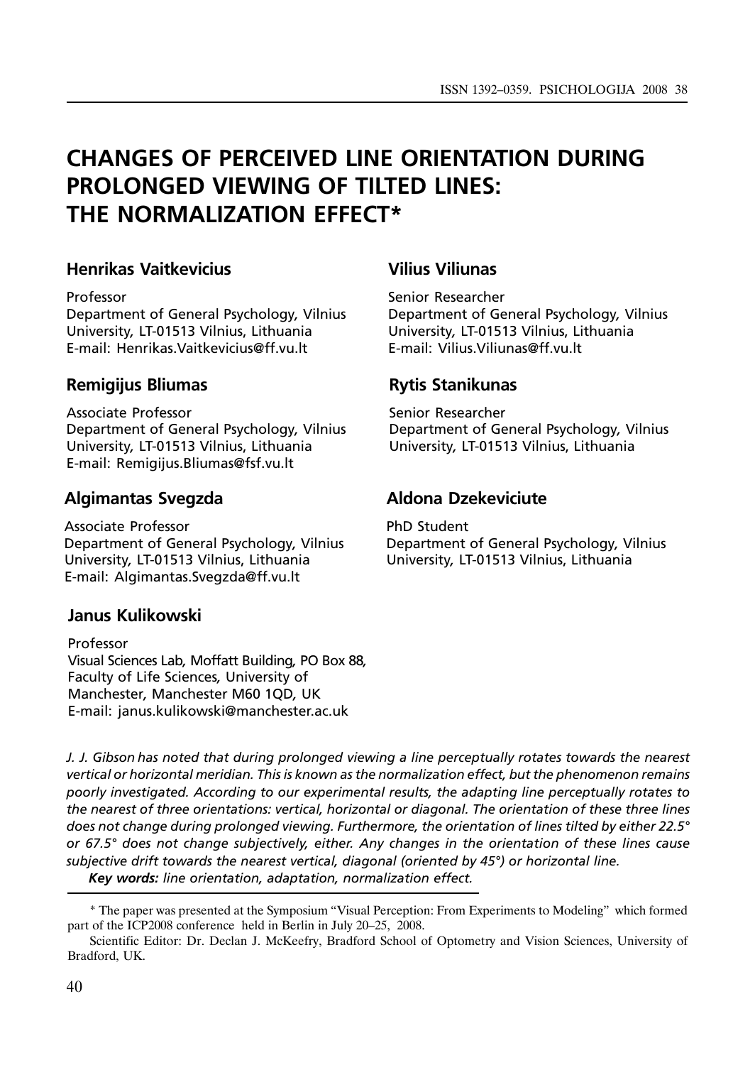# CHANGES OF PERCEIVED LINE ORIENTATION DURING PROLONGED VIEWING OF TILTED LINES: THE NORMALIZATION EFFECT*

### Henrikas Vaitkevicius

Professor
Department of General Psychology, Vilnius University, LT-01513 Vilnius, Lithuania
E-mail: Henrikas.Vaitkevicius@ff.vu.lt

### Vilius Viliunas

Senior Researcher
Department of General Psychology, Vilnius University, LT-01513 Vilnius, Lithuania
E-mail: Vilius.Viliunas@ff.vu.lt

### Remigijus Bliumas

Associate Professor
Department of General Psychology, Vilnius University, LT-01513 Vilnius, Lithuania
E-mail: Remigijus.Bliumas@fsf.vu.lt

### Rytis Stanikunas

Senior Researcher
Department of General Psychology, Vilnius University, LT-01513 Vilnius, Lithuania

### Algimantas Svegzda

Associate Professor
Department of General Psychology, Vilnius University, LT-01513 Vilnius, Lithuania
E-mail: Algimantas.Svegzda@ff.vu.lt

### Aldona Dzekeviciute

PhD Student
Department of General Psychology, Vilnius University, LT-01513 Vilnius, Lithuania

### Janus Kulikowski

Professor
Visual Sciences Lab, Moffatt Building, PO Box 88, Faculty of Life Sciences, University of Manchester, Manchester M60 1QD, UK
E-mail: janus.kulikowski@manchester.ac.uk

*J. J. Gibson has noted that during prolonged viewing a line perceptually rotates towards the nearest vertical or horizontal meridian. This is known as the normalization effect, but the phenomenon remains poorly investigated. According to our experimental results, the adapting line perceptually rotates to the nearest of three orientations: vertical, horizontal or diagonal. The orientation of these three lines does not change during prolonged viewing. Furthermore, the orientation of lines tilted by either 22.5° or 67.5° does not change subjectively, either. Any changes in the orientation of these lines cause subjective drift towards the nearest vertical, diagonal (oriented by 45°) or horizontal line.*

***Key words:** line orientation, adaptation, normalization effect.*

---

\* The paper was presented at the Symposium "Visual Perception: From Experiments to Modeling" which formed part of the ICP2008 conference held in Berlin in July 20–25, 2008.

Scientific Editor: Dr. Declan J. McKeefry, Bradford School of Optometry and Vision Sciences, University of Bradford, UK.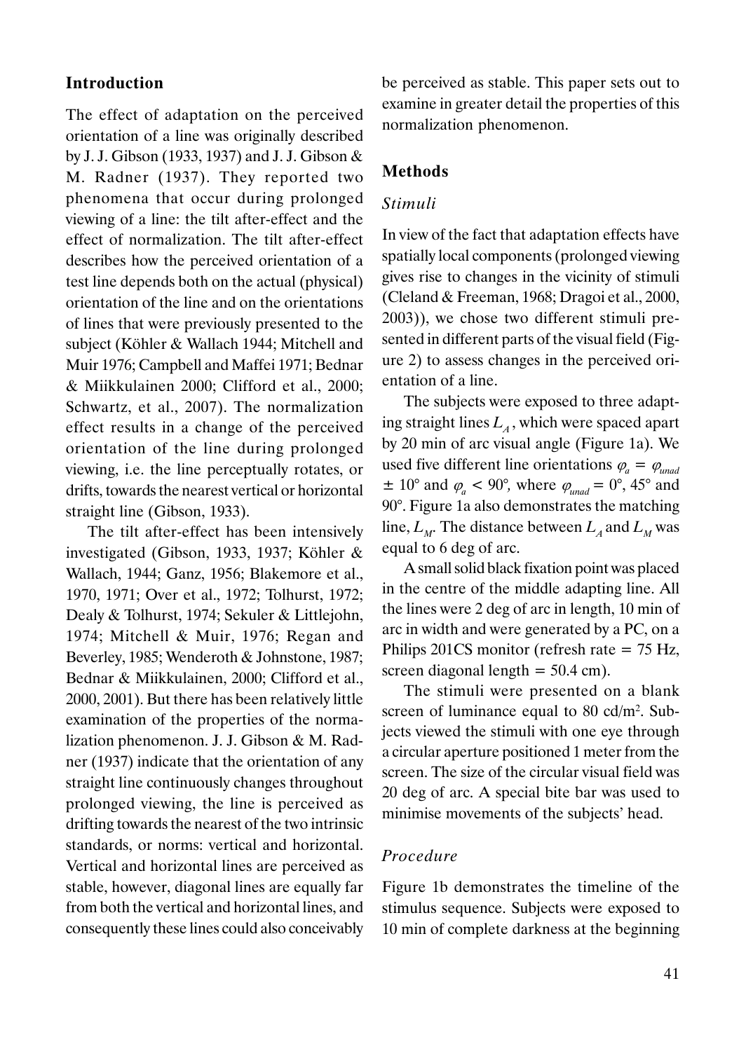## Introduction

The effect of adaptation on the perceived orientation of a line was originally described by J. J. Gibson (1933, 1937) and J. J. Gibson & M. Radner (1937). They reported two phenomena that occur during prolonged viewing of a line: the tilt after-effect and the effect of normalization. The tilt after-effect describes how the perceived orientation of a test line depends both on the actual (physical) orientation of the line and on the orientations of lines that were previously presented to the subject (Köhler & Wallach 1944; Mitchell and Muir 1976; Campbell and Maffei 1971; Bednar & Miikkulainen 2000; Clifford et al., 2000; Schwartz, et al., 2007). The normalization effect results in a change of the perceived orientation of the line during prolonged viewing, i.e. the line perceptually rotates, or drifts, towards the nearest vertical or horizontal straight line (Gibson, 1933).

The tilt after-effect has been intensively investigated (Gibson, 1933, 1937; Köhler & Wallach, 1944; Ganz, 1956; Blakemore et al., 1970, 1971; Over et al., 1972; Tolhurst, 1972; Dealy & Tolhurst, 1974; Sekuler & Littlejohn, 1974; Mitchell & Muir, 1976; Regan and Beverley, 1985; Wenderoth & Johnstone, 1987; Bednar & Miikkulainen, 2000; Clifford et al., 2000, 2001). But there has been relatively little examination of the properties of the normalization phenomenon. J. J. Gibson & M. Radner (1937) indicate that the orientation of any straight line continuously changes throughout prolonged viewing, the line is perceived as drifting towards the nearest of the two intrinsic standards, or norms: vertical and horizontal. Vertical and horizontal lines are perceived as stable, however, diagonal lines are equally far from both the vertical and horizontal lines, and consequently these lines could also conceivably be perceived as stable. This paper sets out to examine in greater detail the properties of this normalization phenomenon.

## Methods

### *Stimuli*

In view of the fact that adaptation effects have spatially local components (prolonged viewing gives rise to changes in the vicinity of stimuli (Cleland & Freeman, 1968; Dragoi et al., 2000, 2003)), we chose two different stimuli presented in different parts of the visual field (Figure 2) to assess changes in the perceived orientation of a line.

The subjects were exposed to three adapting straight lines $L_A$, which were spaced apart by 20 min of arc visual angle (Figure 1a). We used five different line orientations $\varphi_a = \varphi_{unad} \pm 10°$ and $\varphi_a < 90°$, where $\varphi_{unad} = 0°$, 45° and 90°. Figure 1a also demonstrates the matching line, $L_M$. The distance between $L_A$ and $L_M$ was equal to 6 deg of arc.

A small solid black fixation point was placed in the centre of the middle adapting line. All the lines were 2 deg of arc in length, 10 min of arc in width and were generated by a PC, on a Philips 201CS monitor (refresh rate = 75 Hz, screen diagonal length = 50.4 cm).

The stimuli were presented on a blank screen of luminance equal to 80 cd/m$^2$. Subjects viewed the stimuli with one eye through a circular aperture positioned 1 meter from the screen. The size of the circular visual field was 20 deg of arc. A special bite bar was used to minimise movements of the subjects' head.

### *Procedure*

Figure 1b demonstrates the timeline of the stimulus sequence. Subjects were exposed to 10 min of complete darkness at the beginning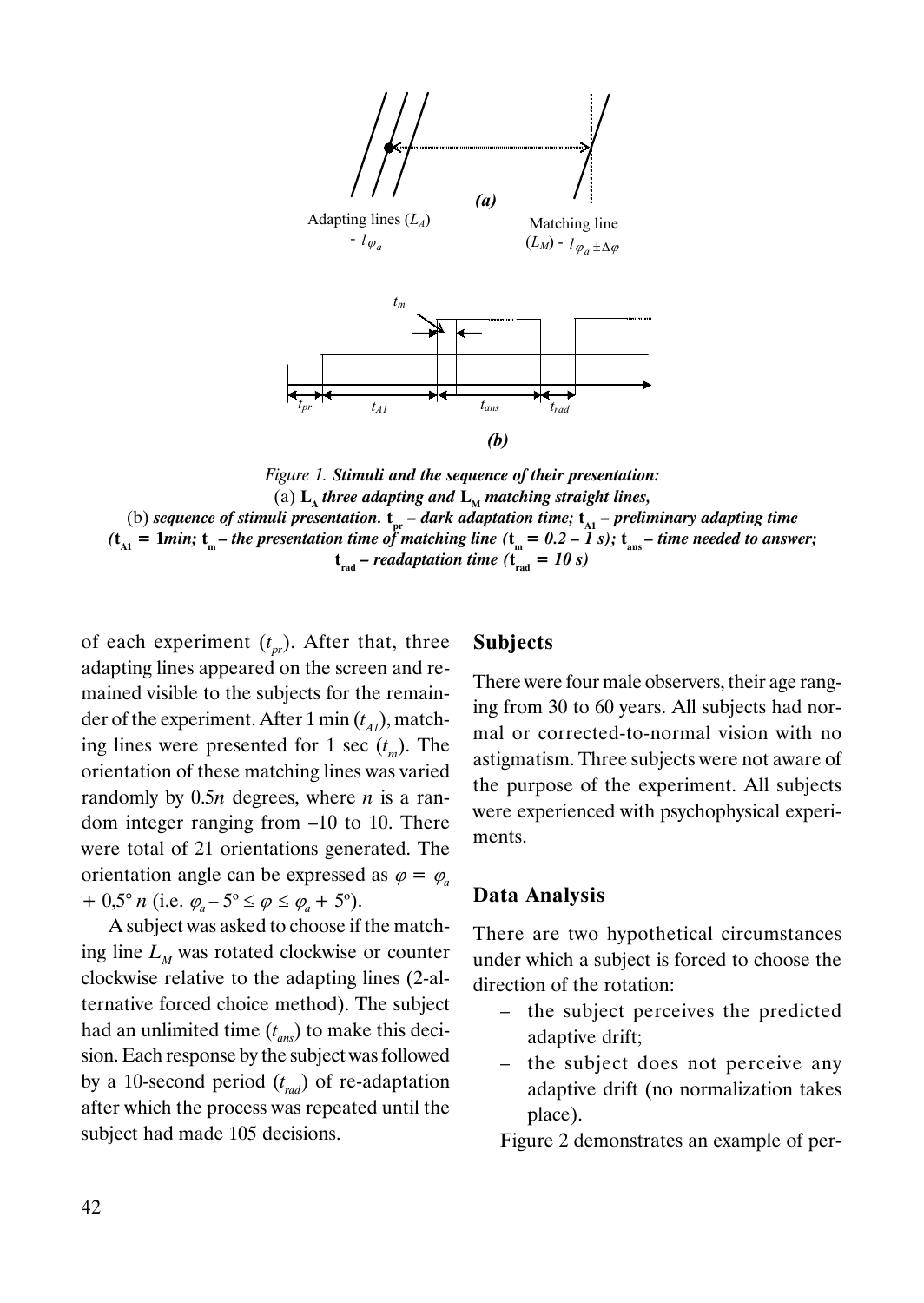*Figure 1.* ***Stimuli and the sequence of their presentation:***
(a) $\mathbf{L_A}$ ***three adapting and*** $\mathbf{L_M}$ ***matching straight lines,***
(b) ***sequence of stimuli presentation.*** $\mathbf{t_{pr}}$ ***– dark adaptation time;*** $\mathbf{t_{A1}}$ ***– preliminary adapting time*** ***(***$\mathbf{t_{A1}}$ ***= 1min;*** $\mathbf{t_m}$ ***– the presentation time of matching line (***$\mathbf{t_m}$ ***= 0.2 – 1 s);*** $\mathbf{t_{ans}}$ ***– time needed to answer;*** $\mathbf{t_{rad}}$ ***– readaptation time (***$\mathbf{t_{rad}}$ ***= 10 s)***

of each experiment ($t_{pr}$). After that, three adapting lines appeared on the screen and remained visible to the subjects for the remainder of the experiment. After 1 min ($t_{A1}$), matching lines were presented for 1 sec ($t_m$). The orientation of these matching lines was varied randomly by 0.5*n* degrees, where *n* is a random integer ranging from –10 to 10. There were total of 21 orientations generated. The orientation angle can be expressed as $\varphi = \varphi_a + 0{,}5° \, n$ (i.e. $\varphi_a - 5° \leq \varphi \leq \varphi_a + 5°$).

A subject was asked to choose if the matching line $L_M$ was rotated clockwise or counter clockwise relative to the adapting lines (2-alternative forced choice method). The subject had an unlimited time ($t_{ans}$) to make this decision. Each response by the subject was followed by a 10-second period ($t_{rad}$) of re-adaptation after which the process was repeated until the subject had made 105 decisions.

## Subjects

There were four male observers, their age ranging from 30 to 60 years. All subjects had normal or corrected-to-normal vision with no astigmatism. Three subjects were not aware of the purpose of the experiment. All subjects were experienced with psychophysical experiments.

## Data Analysis

There are two hypothetical circumstances under which a subject is forced to choose the direction of the rotation:

- the subject perceives the predicted adaptive drift;
- the subject does not perceive any adaptive drift (no normalization takes place).

Figure 2 demonstrates an example of per-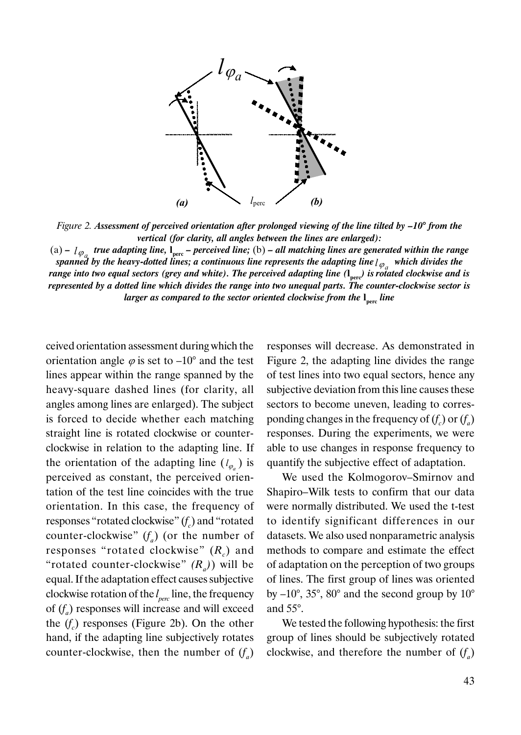*Figure 2. **Assessment of perceived orientation after prolonged viewing of the line tilted by –10° from the vertical (for clarity, all angles between the lines are enlarged):***

*(a) – $l_{\varphi_a}$ **true adapting line,** $\mathbf{l_{perc}}$ **– perceived line;** (b) **– all matching lines are generated within the range spanned by the heavy-dotted lines; a continuous line represents the adapting line** $l_{\varphi_a}$ **which divides the range into two equal sectors (grey and white). The perceived adapting line (**$\mathbf{l_{perc}}$**) is rotated clockwise and is represented by a dotted line which divides the range into two unequal parts. The counter-clockwise sector is larger as compared to the sector oriented clockwise from the** $\mathbf{l_{perc}}$ **line***

ceived orientation assessment during which the orientation angle $\varphi$ is set to –10° and the test lines appear within the range spanned by the heavy-square dashed lines (for clarity, all angles among lines are enlarged). The subject is forced to decide whether each matching straight line is rotated clockwise or counter-clockwise in relation to the adapting line. If the orientation of the adapting line ($l_{\varphi_a}$) is perceived as constant, the perceived orientation of the test line coincides with the true orientation. In this case, the frequency of responses "rotated clockwise" ($f_c$) and "rotated counter-clockwise" ($f_a$) (or the number of responses "rotated clockwise" ($R_c$) and "rotated counter-clockwise" ($R_a$)) will be equal. If the adaptation effect causes subjective clockwise rotation of the $l_{perc}$ line, the frequency of ($f_a$) responses will increase and will exceed the ($f_c$) responses (Figure 2b). On the other hand, if the adapting line subjectively rotates counter-clockwise, then the number of ($f_a$) responses will decrease. As demonstrated in Figure 2, the adapting line divides the range of test lines into two equal sectors, hence any subjective deviation from this line causes these sectors to become uneven, leading to corresponding changes in the frequency of ($f_c$) or ($f_a$) responses. During the experiments, we were able to use changes in response frequency to quantify the subjective effect of adaptation.

We used the Kolmogorov–Smirnov and Shapiro–Wilk tests to confirm that our data were normally distributed. We used the t-test to identify significant differences in our datasets. We also used nonparametric analysis methods to compare and estimate the effect of adaptation on the perception of two groups of lines. The first group of lines was oriented by –10°, 35°, 80° and the second group by 10° and 55°.

We tested the following hypothesis: the first group of lines should be subjectively rotated clockwise, and therefore the number of ($f_a$)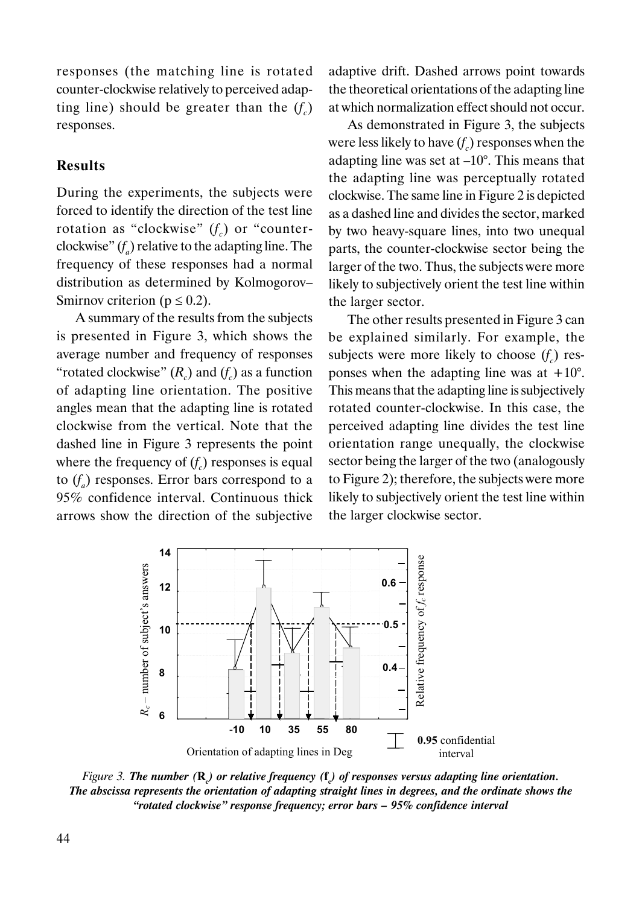responses (the matching line is rotated counter-clockwise relatively to perceived adapting line) should be greater than the ($f_c$) responses.

## Results

During the experiments, the subjects were forced to identify the direction of the test line rotation as "clockwise" ($f_c$) or "counter-clockwise" ($f_a$) relative to the adapting line. The frequency of these responses had a normal distribution as determined by Kolmogorov–Smirnov criterion ($p \leq 0.2$).

A summary of the results from the subjects is presented in Figure 3, which shows the average number and frequency of responses "rotated clockwise" ($R_c$) and ($f_c$) as a function of adapting line orientation. The positive angles mean that the adapting line is rotated clockwise from the vertical. Note that the dashed line in Figure 3 represents the point where the frequency of ($f_c$) responses is equal to ($f_a$) responses. Error bars correspond to a 95% confidence interval. Continuous thick arrows show the direction of the subjective adaptive drift. Dashed arrows point towards the theoretical orientations of the adapting line at which normalization effect should not occur.

As demonstrated in Figure 3, the subjects were less likely to have ($f_c$) responses when the adapting line was set at –10°. This means that the adapting line was perceptually rotated clockwise. The same line in Figure 2 is depicted as a dashed line and divides the sector, marked by two heavy-square lines, into two unequal parts, the counter-clockwise sector being the larger of the two. Thus, the subjects were more likely to subjectively orient the test line within the larger sector.

The other results presented in Figure 3 can be explained similarly. For example, the subjects were more likely to choose ($f_c$) responses when the adapting line was at +10°. This means that the adapting line is subjectively rotated counter-clockwise. In this case, the perceived adapting line divides the test line orientation range unequally, the clockwise sector being the larger of the two (analogously to Figure 2); therefore, the subjects were more likely to subjectively orient the test line within the larger clockwise sector.

*Figure 3.* ***The number (R$_c$) or relative frequency (f$_c$) of responses versus adapting line orientation. The abscissa represents the orientation of adapting straight lines in degrees, and the ordinate shows the "rotated clockwise" response frequency; error bars – 95% confidence interval***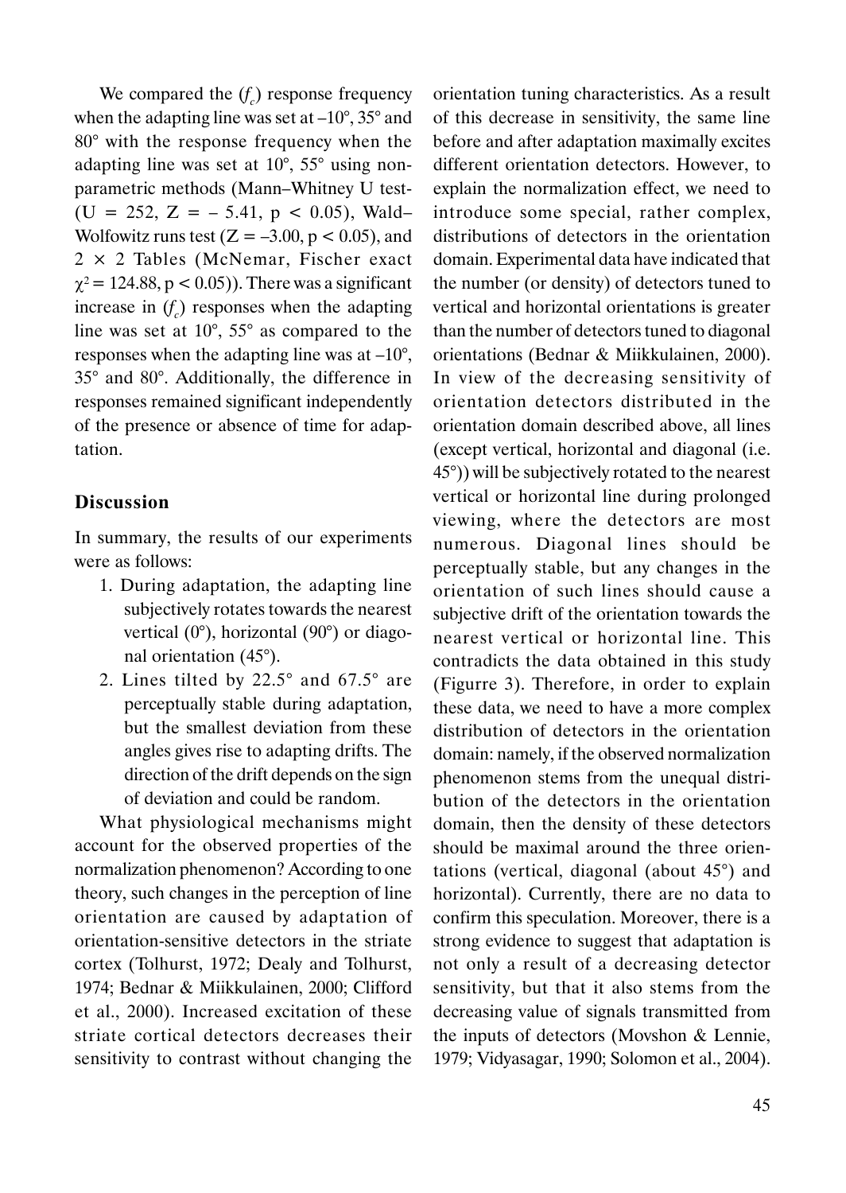We compared the ($f_c$) response frequency when the adapting line was set at –10°, 35° and 80° with the response frequency when the adapting line was set at 10°, 55° using non-parametric methods (Mann–Whitney U test- ($U = 252$, $Z = -5.41$, $p < 0.05$), Wald–Wolfowitz runs test ($Z = -3.00$, $p < 0.05$), and 2 × 2 Tables (McNemar, Fischer exact $\chi^2 = 124.88$, $p < 0.05$)). There was a significant increase in ($f_c$) responses when the adapting line was set at 10°, 55° as compared to the responses when the adapting line was at –10°, 35° and 80°. Additionally, the difference in responses remained significant independently of the presence or absence of time for adaptation.

## Discussion

In summary, the results of our experiments were as follows:

1. During adaptation, the adapting line subjectively rotates towards the nearest vertical (0°), horizontal (90°) or diagonal orientation (45°).
2. Lines tilted by 22.5° and 67.5° are perceptually stable during adaptation, but the smallest deviation from these angles gives rise to adapting drifts. The direction of the drift depends on the sign of deviation and could be random.

What physiological mechanisms might account for the observed properties of the normalization phenomenon? According to one theory, such changes in the perception of line orientation are caused by adaptation of orientation-sensitive detectors in the striate cortex (Tolhurst, 1972; Dealy and Tolhurst, 1974; Bednar & Miikkulainen, 2000; Clifford et al., 2000). Increased excitation of these striate cortical detectors decreases their sensitivity to contrast without changing the orientation tuning characteristics. As a result of this decrease in sensitivity, the same line before and after adaptation maximally excites different orientation detectors. However, to explain the normalization effect, we need to introduce some special, rather complex, distributions of detectors in the orientation domain. Experimental data have indicated that the number (or density) of detectors tuned to vertical and horizontal orientations is greater than the number of detectors tuned to diagonal orientations (Bednar & Miikkulainen, 2000). In view of the decreasing sensitivity of orientation detectors distributed in the orientation domain described above, all lines (except vertical, horizontal and diagonal (i.e. 45°)) will be subjectively rotated to the nearest vertical or horizontal line during prolonged viewing, where the detectors are most numerous. Diagonal lines should be perceptually stable, but any changes in the orientation of such lines should cause a subjective drift of the orientation towards the nearest vertical or horizontal line. This contradicts the data obtained in this study (Figurre 3). Therefore, in order to explain these data, we need to have a more complex distribution of detectors in the orientation domain: namely, if the observed normalization phenomenon stems from the unequal distribution of the detectors in the orientation domain, then the density of these detectors should be maximal around the three orientations (vertical, diagonal (about 45°) and horizontal). Currently, there are no data to confirm this speculation. Moreover, there is a strong evidence to suggest that adaptation is not only a result of a decreasing detector sensitivity, but that it also stems from the decreasing value of signals transmitted from the inputs of detectors (Movshon & Lennie, 1979; Vidyasagar, 1990; Solomon et al., 2004).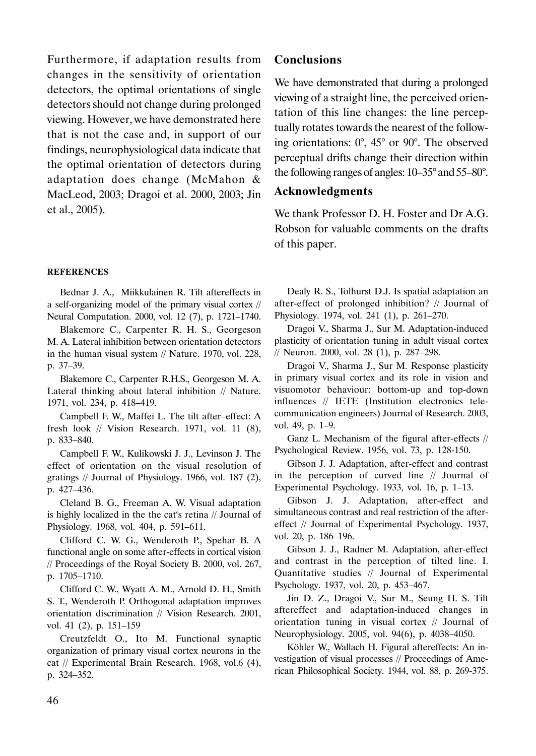Furthermore, if adaptation results from changes in the sensitivity of orientation detectors, the optimal orientations of single detectors should not change during prolonged viewing. However, we have demonstrated here that is not the case and, in support of our findings, neurophysiological data indicate that the optimal orientation of detectors during adaptation does change (McMahon & MacLeod, 2003; Dragoi et al. 2000, 2003; Jin et al., 2005).

## Conclusions

We have demonstrated that during a prolonged viewing of a straight line, the perceived orientation of this line changes: the line perceptually rotates towards the nearest of the following orientations: 0°, 45° or 90°. The observed perceptual drifts change their direction within the following ranges of angles: 10–35° and 55–80°.

## Acknowledgments

We thank Professor D. H. Foster and Dr A.G. Robson for valuable comments on the drafts of this paper.

### REFERENCES

Bednar J. A., Miikkulainen R. Tilt aftereffects in a self-organizing model of the primary visual cortex // Neural Computation. 2000, vol. 12 (7), p. 1721–1740.

Blakemore C., Carpenter R. H. S., Georgeson M. A. Lateral inhibition between orientation detectors in the human visual system // Nature. 1970, vol. 228, p. 37–39.

Blakemore C., Carpenter R.H.S., Georgeson M. A. Lateral thinking about lateral inhibition // Nature. 1971, vol. 234, p. 418–419.

Campbell F. W., Maffei L. The tilt after–effect: A fresh look // Vision Research. 1971, vol. 11 (8), p. 833–840.

Campbell F. W., Kulikowski J. J., Levinson J. The effect of orientation on the visual resolution of gratings // Journal of Physiology. 1966, vol. 187 (2), p. 427–436.

Cleland B. G., Freeman A. W. Visual adaptation is highly localized in the the cat's retina // Journal of Physiology. 1968, vol. 404, p. 591–611.

Clifford C. W. G., Wenderoth P., Spehar B. A functional angle on some after-effects in cortical vision // Proceedings of the Royal Society B. 2000, vol. 267, p. 1705–1710.

Clifford C. W., Wyatt A. M., Arnold D. H., Smith S. T., Wenderoth P. Orthogonal adaptation improves orientation discrimination // Vision Research. 2001, vol. 41 (2), p. 151–159

Creutzfeldt O., Ito M. Functional synaptic organization of primary visual cortex neurons in the cat // Experimental Brain Research. 1968, vol.6 (4), p. 324–352.

Dealy R. S., Tolhurst D.J. Is spatial adaptation an after-effect of prolonged inhibition? // Journal of Physiology. 1974, vol. 241 (1), p. 261–270.

Dragoi V., Sharma J., Sur M. Adaptation-induced plasticity of orientation tuning in adult visual cortex // Neuron. 2000, vol. 28 (1), p. 287–298.

Dragoi V., Sharma J., Sur M. Response plasticity in primary visual cortex and its role in vision and visuomotor behaviour: bottom-up and top-down influences // IETE (Institution electronics telecommunication engineers) Journal of Research. 2003, vol. 49, p. 1–9.

Ganz L. Mechanism of the figural after-effects // Psychological Review. 1956, vol. 73, p. 128-150.

Gibson J. J. Adaptation, after-effect and contrast in the perception of curved line // Journal of Experimental Psychology. 1933, vol. 16, p. 1–13.

Gibson J. J. Adaptation, after-effect and simultaneous contrast and real restriction of the after-effect // Journal of Experimental Psychology. 1937, vol. 20, p. 186–196.

Gibson J. J., Radner M. Adaptation, after-effect and contrast in the perception of tilted line. I. Quantitative studies // Journal of Experimental Psychology. 1937, vol. 20, p. 453–467.

Jin D. Z., Dragoi V., Sur M., Seung H. S. Tilt aftereffect and adaptation-induced changes in orientation tuning in visual cortex // Journal of Neurophysiology. 2005, vol. 94(6), p. 4038–4050.

Köhler W., Wallach H. Figural aftereffects: An investigation of visual processes // Proceedings of American Philosophical Society. 1944, vol. 88, p. 269-375.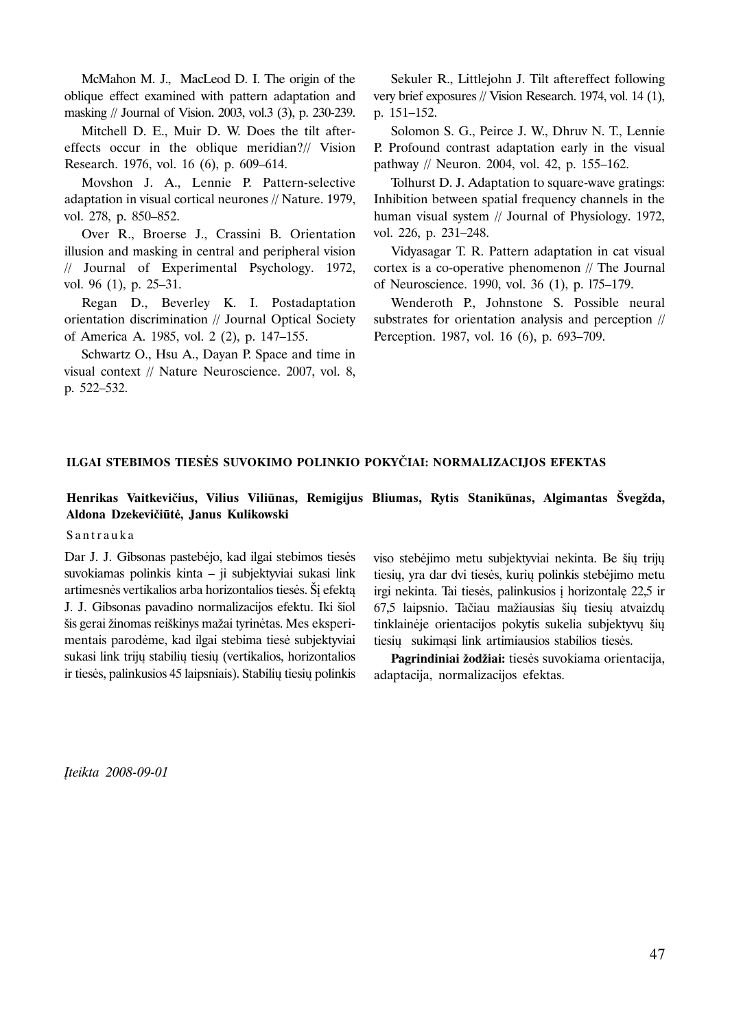McMahon M. J., MacLeod D. I. The origin of the oblique effect examined with pattern adaptation and masking // Journal of Vision. 2003, vol.3 (3), p. 230-239.

Mitchell D. E., Muir D. W. Does the tilt aftereffects occur in the oblique meridian?// Vision Research. 1976, vol. 16 (6), p. 609–614.

Movshon J. A., Lennie P. Pattern-selective adaptation in visual cortical neurones // Nature. 1979, vol. 278, p. 850–852.

Over R., Broerse J., Crassini B. Orientation illusion and masking in central and peripheral vision // Journal of Experimental Psychology. 1972, vol. 96 (1), p. 25–31.

Regan D., Beverley K. I. Postadaptation orientation discrimination // Journal Optical Society of America A. 1985, vol. 2 (2), p. 147–155.

Schwartz O., Hsu A., Dayan P. Space and time in visual context // Nature Neuroscience. 2007, vol. 8, p. 522–532.

Sekuler R., Littlejohn J. Tilt aftereffect following very brief exposures // Vision Research. 1974, vol. 14 (1), p. 151–152.

Solomon S. G., Peirce J. W., Dhruv N. T., Lennie P. Profound contrast adaptation early in the visual pathway // Neuron. 2004, vol. 42, p. 155–162.

Tolhurst D. J. Adaptation to square-wave gratings: Inhibition between spatial frequency channels in the human visual system // Journal of Physiology. 1972, vol. 226, p. 231–248.

Vidyasagar T. R. Pattern adaptation in cat visual cortex is a co-operative phenomenon // The Journal of Neuroscience. 1990, vol. 36 (1), p. 175–179.

Wenderoth P., Johnstone S. Possible neural substrates for orientation analysis and perception // Perception. 1987, vol. 16 (6), p. 693–709.

## ILGAI STEBIMOS TIESĖS SUVOKIMO POLINKIO POKYČIAI: NORMALIZACIJOS EFEKTAS

**Henrikas Vaitkevičius, Vilius Viliūnas, Remigijus Bliumas, Rytis Stanikūnas, Algimantas Švegžda, Aldona Dzekevičiūtė, Janus Kulikowski**

Santrauka

Dar J. J. Gibsonas pastebėjo, kad ilgai stebimos tiesės suvokiamas polinkis kinta – ji subjektyviai sukasi link artimesnės vertikalios arba horizontalios tiesės. Šį efektą J. J. Gibsonas pavadino normalizacijos efektu. Iki šiol šis gerai žinomas reiškinys mažai tyrinėtas. Mes eksperimentais parodėme, kad ilgai stebima tiesė subjektyviai sukasi link trijų stabilių tiesių (vertikalios, horizontalios ir tiesės, palinkusios 45 laipsniais). Stabilių tiesių polinkis viso stebėjimo metu subjektyviai nekinta. Be šių trijų tiesių, yra dar dvi tiesės, kurių polinkis stebėjimo metu irgi nekinta. Tai tiesės, palinkusios į horizontalę 22,5 ir 67,5 laipsnio. Tačiau mažiausias šių tiesių atvaizdų tinklainėje orientacijos pokytis sukelia subjektyvų šių tiesių sukimąsi link artimiausios stabilios tiesės.

**Pagrindiniai žodžiai:** tiesės suvokiama orientacija, adaptacija, normalizacijos efektas.

*Įteikta 2008-09-01*